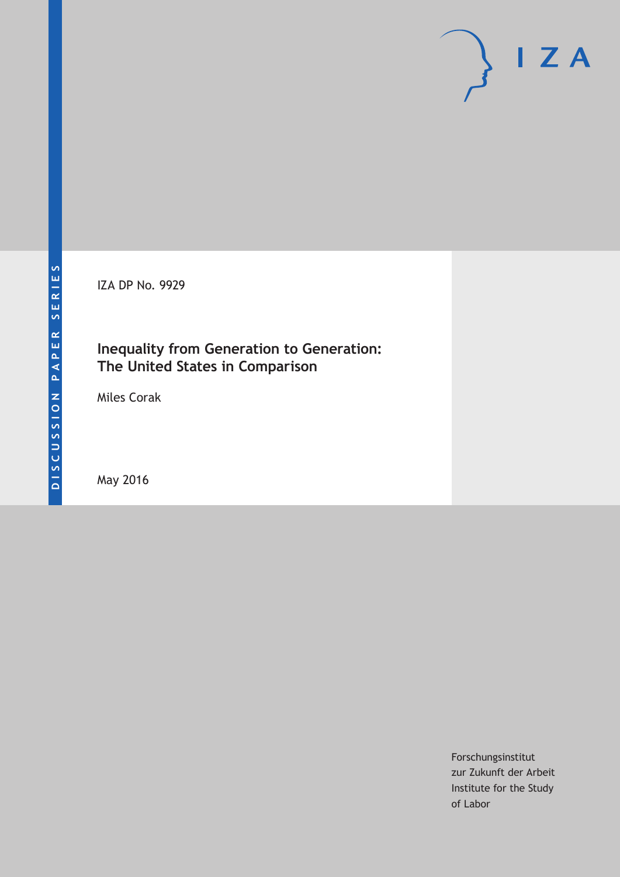DISCUSSION PAPER SERIES

IZA DP No. 9929

# Inequality from Generation to Generation: The United States in Comparison

Miles Corak

May 2016

Forschungsinstitut
zur Zukunft der Arbeit
Institute for the Study
of Labor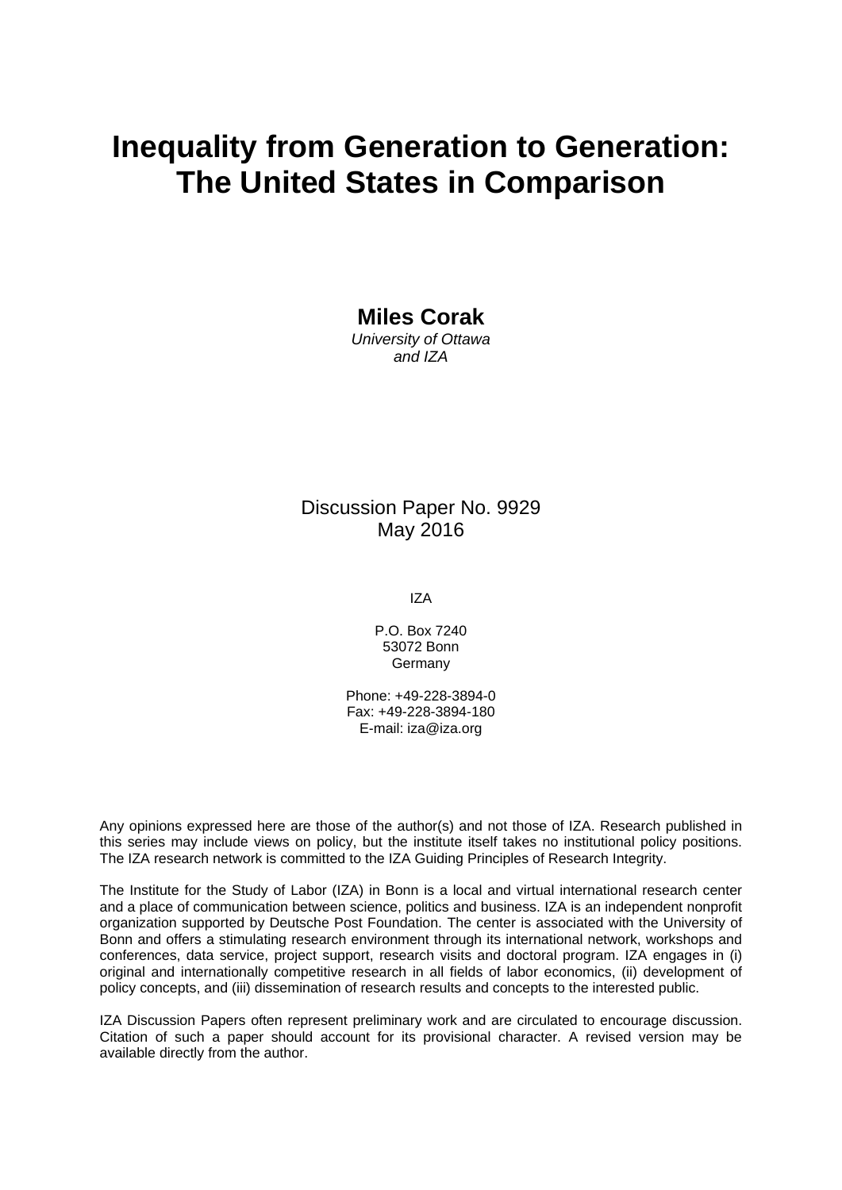# Inequality from Generation to Generation: The United States in Comparison

**Miles Corak**
*University of Ottawa and IZA*

Discussion Paper No. 9929
May 2016

IZA

P.O. Box 7240
53072 Bonn
Germany

Phone: +49-228-3894-0
Fax: +49-228-3894-180
E-mail: iza@iza.org

Any opinions expressed here are those of the author(s) and not those of IZA. Research published in this series may include views on policy, but the institute itself takes no institutional policy positions. The IZA research network is committed to the IZA Guiding Principles of Research Integrity.

The Institute for the Study of Labor (IZA) in Bonn is a local and virtual international research center and a place of communication between science, politics and business. IZA is an independent nonprofit organization supported by Deutsche Post Foundation. The center is associated with the University of Bonn and offers a stimulating research environment through its international network, workshops and conferences, data service, project support, research visits and doctoral program. IZA engages in (i) original and internationally competitive research in all fields of labor economics, (ii) development of policy concepts, and (iii) dissemination of research results and concepts to the interested public.

IZA Discussion Papers often represent preliminary work and are circulated to encourage discussion. Citation of such a paper should account for its provisional character. A revised version may be available directly from the author.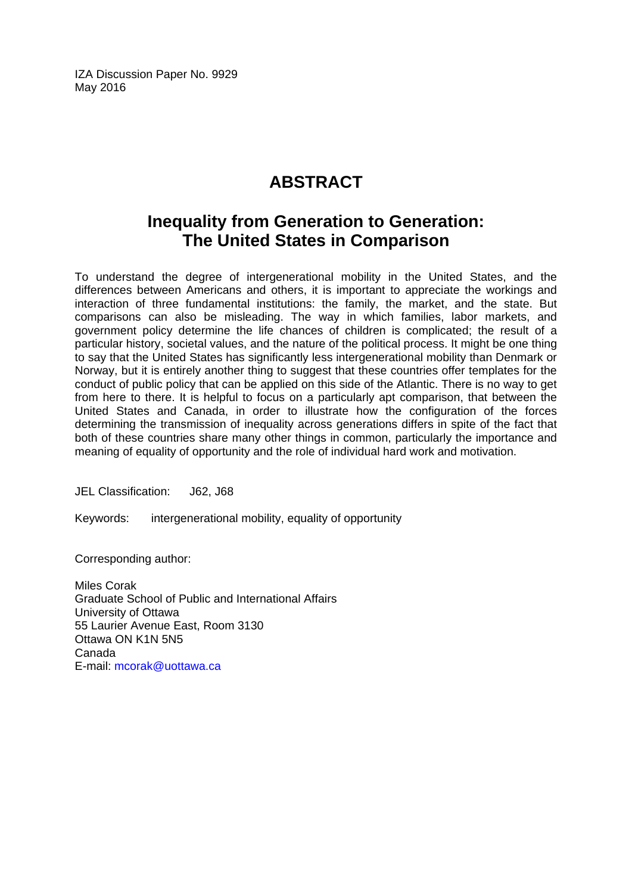IZA Discussion Paper No. 9929
May 2016

# ABSTRACT

## Inequality from Generation to Generation: The United States in Comparison

To understand the degree of intergenerational mobility in the United States, and the differences between Americans and others, it is important to appreciate the workings and interaction of three fundamental institutions: the family, the market, and the state. But comparisons can also be misleading. The way in which families, labor markets, and government policy determine the life chances of children is complicated; the result of a particular history, societal values, and the nature of the political process. It might be one thing to say that the United States has significantly less intergenerational mobility than Denmark or Norway, but it is entirely another thing to suggest that these countries offer templates for the conduct of public policy that can be applied on this side of the Atlantic. There is no way to get from here to there. It is helpful to focus on a particularly apt comparison, that between the United States and Canada, in order to illustrate how the configuration of the forces determining the transmission of inequality across generations differs in spite of the fact that both of these countries share many other things in common, particularly the importance and meaning of equality of opportunity and the role of individual hard work and motivation.

JEL Classification: J62, J68

Keywords: intergenerational mobility, equality of opportunity

Corresponding author:

Miles Corak
Graduate School of Public and International Affairs
University of Ottawa
55 Laurier Avenue East, Room 3130
Ottawa ON K1N 5N5
Canada
E-mail: mcorak@uottawa.ca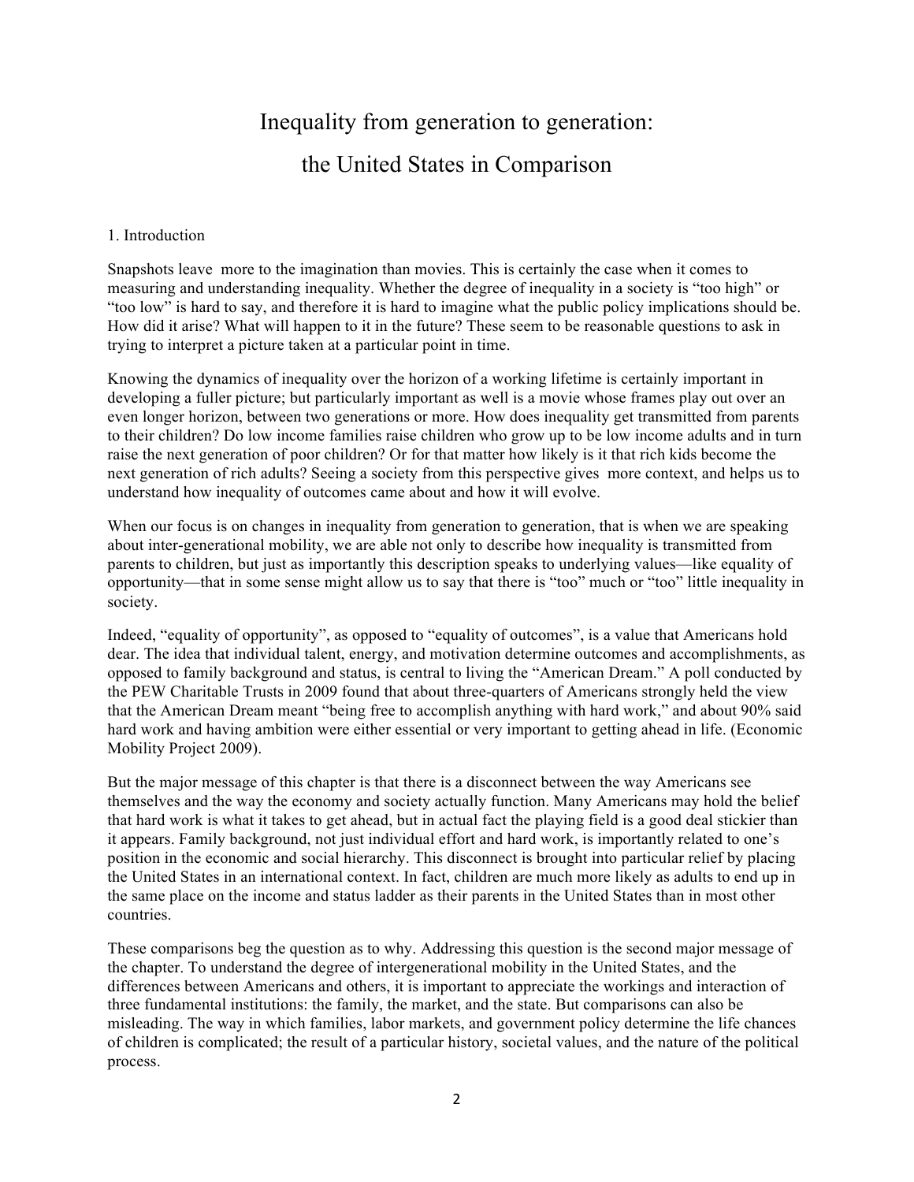# Inequality from generation to generation: the United States in Comparison

## 1. Introduction

Snapshots leave more to the imagination than movies. This is certainly the case when it comes to measuring and understanding inequality. Whether the degree of inequality in a society is "too high" or "too low" is hard to say, and therefore it is hard to imagine what the public policy implications should be. How did it arise? What will happen to it in the future? These seem to be reasonable questions to ask in trying to interpret a picture taken at a particular point in time.

Knowing the dynamics of inequality over the horizon of a working lifetime is certainly important in developing a fuller picture; but particularly important as well is a movie whose frames play out over an even longer horizon, between two generations or more. How does inequality get transmitted from parents to their children? Do low income families raise children who grow up to be low income adults and in turn raise the next generation of poor children? Or for that matter how likely is it that rich kids become the next generation of rich adults? Seeing a society from this perspective gives more context, and helps us to understand how inequality of outcomes came about and how it will evolve.

When our focus is on changes in inequality from generation to generation, that is when we are speaking about inter-generational mobility, we are able not only to describe how inequality is transmitted from parents to children, but just as importantly this description speaks to underlying values—like equality of opportunity—that in some sense might allow us to say that there is "too" much or "too" little inequality in society.

Indeed, "equality of opportunity", as opposed to "equality of outcomes", is a value that Americans hold dear. The idea that individual talent, energy, and motivation determine outcomes and accomplishments, as opposed to family background and status, is central to living the "American Dream." A poll conducted by the PEW Charitable Trusts in 2009 found that about three-quarters of Americans strongly held the view that the American Dream meant "being free to accomplish anything with hard work," and about 90% said hard work and having ambition were either essential or very important to getting ahead in life. (Economic Mobility Project 2009).

But the major message of this chapter is that there is a disconnect between the way Americans see themselves and the way the economy and society actually function. Many Americans may hold the belief that hard work is what it takes to get ahead, but in actual fact the playing field is a good deal stickier than it appears. Family background, not just individual effort and hard work, is importantly related to one's position in the economic and social hierarchy. This disconnect is brought into particular relief by placing the United States in an international context. In fact, children are much more likely as adults to end up in the same place on the income and status ladder as their parents in the United States than in most other countries.

These comparisons beg the question as to why. Addressing this question is the second major message of the chapter. To understand the degree of intergenerational mobility in the United States, and the differences between Americans and others, it is important to appreciate the workings and interaction of three fundamental institutions: the family, the market, and the state. But comparisons can also be misleading. The way in which families, labor markets, and government policy determine the life chances of children is complicated; the result of a particular history, societal values, and the nature of the political process.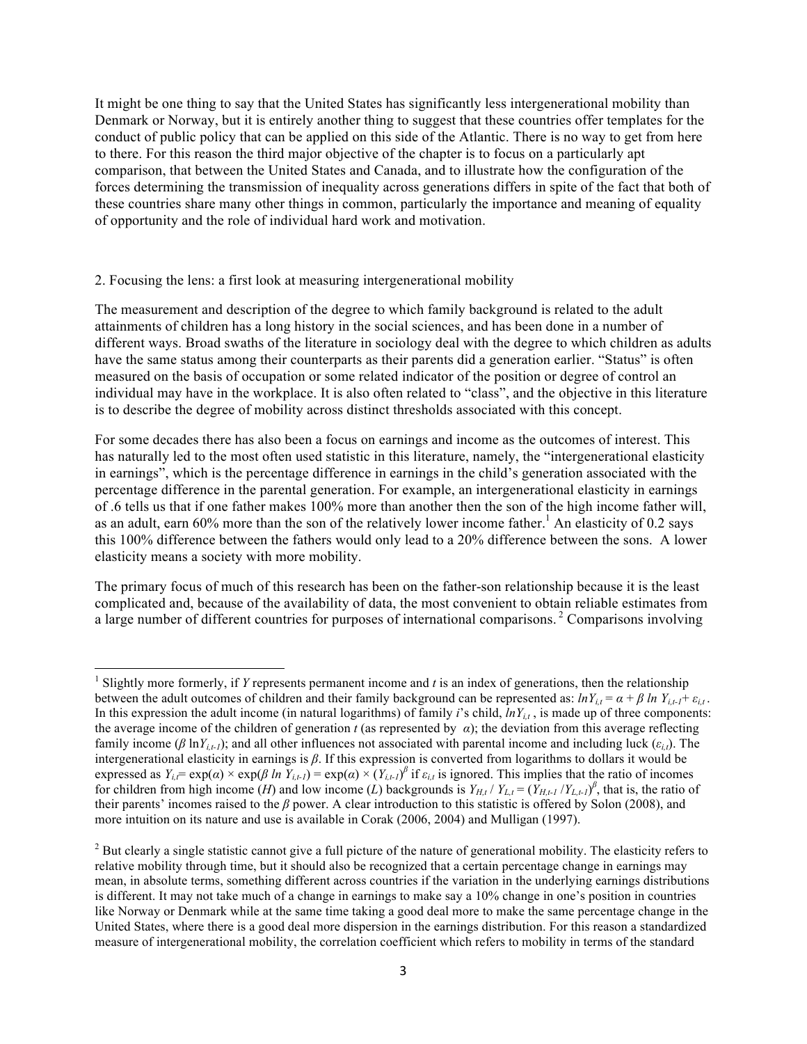It might be one thing to say that the United States has significantly less intergenerational mobility than Denmark or Norway, but it is entirely another thing to suggest that these countries offer templates for the conduct of public policy that can be applied on this side of the Atlantic. There is no way to get from here to there. For this reason the third major objective of the chapter is to focus on a particularly apt comparison, that between the United States and Canada, and to illustrate how the configuration of the forces determining the transmission of inequality across generations differs in spite of the fact that both of these countries share many other things in common, particularly the importance and meaning of equality of opportunity and the role of individual hard work and motivation.

## 2. Focusing the lens: a first look at measuring intergenerational mobility

The measurement and description of the degree to which family background is related to the adult attainments of children has a long history in the social sciences, and has been done in a number of different ways. Broad swaths of the literature in sociology deal with the degree to which children as adults have the same status among their counterparts as their parents did a generation earlier. "Status" is often measured on the basis of occupation or some related indicator of the position or degree of control an individual may have in the workplace. It is also often related to "class", and the objective in this literature is to describe the degree of mobility across distinct thresholds associated with this concept.

For some decades there has also been a focus on earnings and income as the outcomes of interest. This has naturally led to the most often used statistic in this literature, namely, the "intergenerational elasticity in earnings", which is the percentage difference in earnings in the child's generation associated with the percentage difference in the parental generation. For example, an intergenerational elasticity in earnings of .6 tells us that if one father makes 100% more than another then the son of the high income father will, as an adult, earn 60% more than the son of the relatively lower income father.[1] An elasticity of 0.2 says this 100% difference between the fathers would only lead to a 20% difference between the sons. A lower elasticity means a society with more mobility.

The primary focus of much of this research has been on the father-son relationship because it is the least complicated and, because of the availability of data, the most convenient to obtain reliable estimates from a large number of different countries for purposes of international comparisons.[2] Comparisons involving

---

[1] Slightly more formerly, if $Y$ represents permanent income and $t$ is an index of generations, then the relationship between the adult outcomes of children and their family background can be represented as: $lnY_{i,t} = \alpha + \beta \ln Y_{i,t-1} + \varepsilon_{i,t}$. In this expression the adult income (in natural logarithms) of family $i$'s child, $lnY_{i,t}$, is made up of three components: the average income of the children of generation $t$ (as represented by $\alpha$); the deviation from this average reflecting family income ($\beta \ln Y_{i,t-1}$); and all other influences not associated with parental income and including luck ($\varepsilon_{i,t}$). The intergenerational elasticity in earnings is $\beta$. If this expression is converted from logarithms to dollars it would be expressed as $Y_{i,t} = \exp(\alpha) \times \exp(\beta \ln Y_{i,t-1}) = \exp(\alpha) \times (Y_{i,t-1})^{\beta}$ if $\varepsilon_{i,t}$ is ignored. This implies that the ratio of incomes for children from high income ($H$) and low income ($L$) backgrounds is $Y_{H,t} / Y_{L,t} = (Y_{H,t-1} / Y_{L,t-1})^{\beta}$, that is, the ratio of their parents' incomes raised to the $\beta$ power. A clear introduction to this statistic is offered by Solon (2008), and more intuition on its nature and use is available in Corak (2006, 2004) and Mulligan (1997).

[2] But clearly a single statistic cannot give a full picture of the nature of generational mobility. The elasticity refers to relative mobility through time, but it should also be recognized that a certain percentage change in earnings may mean, in absolute terms, something different across countries if the variation in the underlying earnings distributions is different. It may not take much of a change in earnings to make say a 10% change in one's position in countries like Norway or Denmark while at the same time taking a good deal more to make the same percentage change in the United States, where there is a good deal more dispersion in the earnings distribution. For this reason a standardized measure of intergenerational mobility, the correlation coefficient which refers to mobility in terms of the standard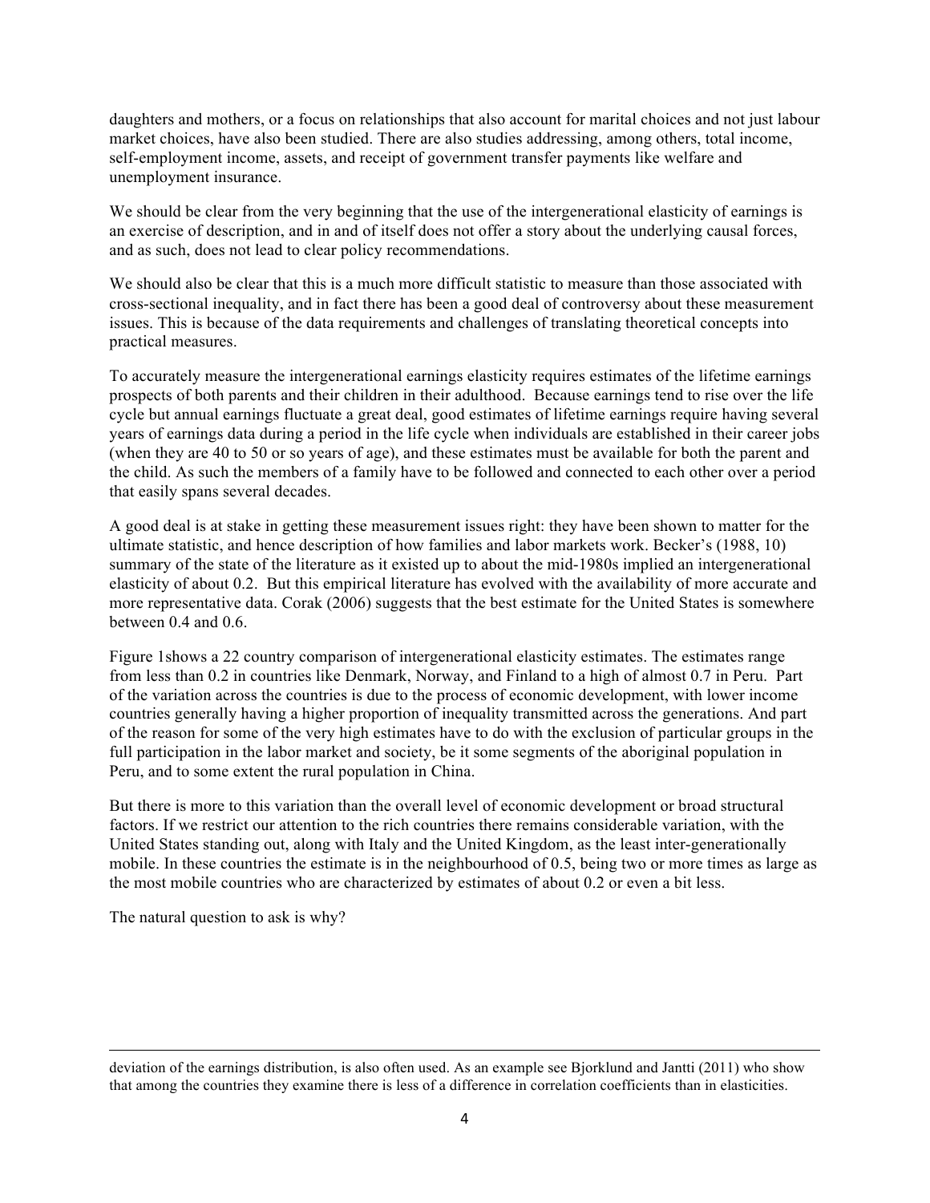daughters and mothers, or a focus on relationships that also account for marital choices and not just labour market choices, have also been studied. There are also studies addressing, among others, total income, self-employment income, assets, and receipt of government transfer payments like welfare and unemployment insurance.

We should be clear from the very beginning that the use of the intergenerational elasticity of earnings is an exercise of description, and in and of itself does not offer a story about the underlying causal forces, and as such, does not lead to clear policy recommendations.

We should also be clear that this is a much more difficult statistic to measure than those associated with cross-sectional inequality, and in fact there has been a good deal of controversy about these measurement issues. This is because of the data requirements and challenges of translating theoretical concepts into practical measures.

To accurately measure the intergenerational earnings elasticity requires estimates of the lifetime earnings prospects of both parents and their children in their adulthood. Because earnings tend to rise over the life cycle but annual earnings fluctuate a great deal, good estimates of lifetime earnings require having several years of earnings data during a period in the life cycle when individuals are established in their career jobs (when they are 40 to 50 or so years of age), and these estimates must be available for both the parent and the child. As such the members of a family have to be followed and connected to each other over a period that easily spans several decades.

A good deal is at stake in getting these measurement issues right: they have been shown to matter for the ultimate statistic, and hence description of how families and labor markets work. Becker's (1988, 10) summary of the state of the literature as it existed up to about the mid-1980s implied an intergenerational elasticity of about 0.2. But this empirical literature has evolved with the availability of more accurate and more representative data. Corak (2006) suggests that the best estimate for the United States is somewhere between 0.4 and 0.6.

Figure 1shows a 22 country comparison of intergenerational elasticity estimates. The estimates range from less than 0.2 in countries like Denmark, Norway, and Finland to a high of almost 0.7 in Peru. Part of the variation across the countries is due to the process of economic development, with lower income countries generally having a higher proportion of inequality transmitted across the generations. And part of the reason for some of the very high estimates have to do with the exclusion of particular groups in the full participation in the labor market and society, be it some segments of the aboriginal population in Peru, and to some extent the rural population in China.

But there is more to this variation than the overall level of economic development or broad structural factors. If we restrict our attention to the rich countries there remains considerable variation, with the United States standing out, along with Italy and the United Kingdom, as the least inter-generationally mobile. In these countries the estimate is in the neighbourhood of 0.5, being two or more times as large as the most mobile countries who are characterized by estimates of about 0.2 or even a bit less.

The natural question to ask is why?

---

deviation of the earnings distribution, is also often used. As an example see Bjorklund and Jantti (2011) who show that among the countries they examine there is less of a difference in correlation coefficients than in elasticities.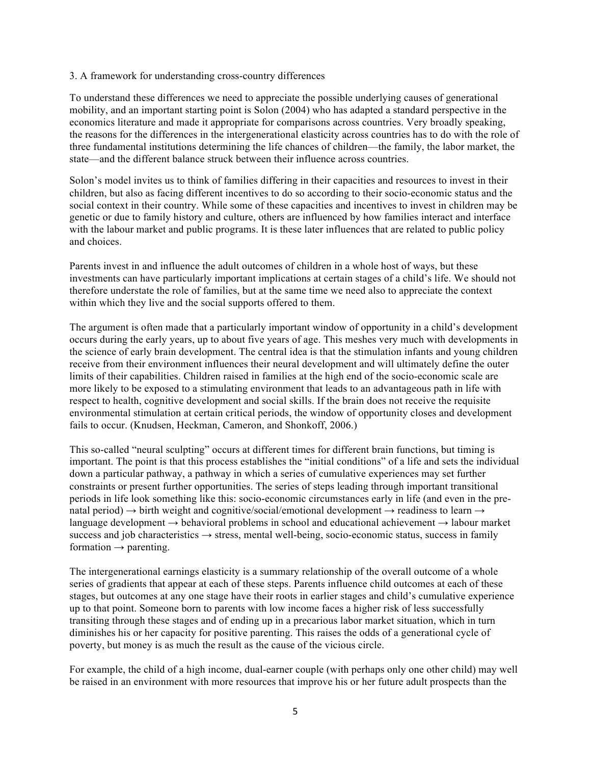## 3. A framework for understanding cross-country differences

To understand these differences we need to appreciate the possible underlying causes of generational mobility, and an important starting point is Solon (2004) who has adapted a standard perspective in the economics literature and made it appropriate for comparisons across countries. Very broadly speaking, the reasons for the differences in the intergenerational elasticity across countries has to do with the role of three fundamental institutions determining the life chances of children—the family, the labor market, the state—and the different balance struck between their influence across countries.

Solon's model invites us to think of families differing in their capacities and resources to invest in their children, but also as facing different incentives to do so according to their socio-economic status and the social context in their country. While some of these capacities and incentives to invest in children may be genetic or due to family history and culture, others are influenced by how families interact and interface with the labour market and public programs. It is these later influences that are related to public policy and choices.

Parents invest in and influence the adult outcomes of children in a whole host of ways, but these investments can have particularly important implications at certain stages of a child's life. We should not therefore understate the role of families, but at the same time we need also to appreciate the context within which they live and the social supports offered to them.

The argument is often made that a particularly important window of opportunity in a child's development occurs during the early years, up to about five years of age. This meshes very much with developments in the science of early brain development. The central idea is that the stimulation infants and young children receive from their environment influences their neural development and will ultimately define the outer limits of their capabilities. Children raised in families at the high end of the socio-economic scale are more likely to be exposed to a stimulating environment that leads to an advantageous path in life with respect to health, cognitive development and social skills. If the brain does not receive the requisite environmental stimulation at certain critical periods, the window of opportunity closes and development fails to occur. (Knudsen, Heckman, Cameron, and Shonkoff, 2006.)

This so-called "neural sculpting" occurs at different times for different brain functions, but timing is important. The point is that this process establishes the "initial conditions" of a life and sets the individual down a particular pathway, a pathway in which a series of cumulative experiences may set further constraints or present further opportunities. The series of steps leading through important transitional periods in life look something like this: socio-economic circumstances early in life (and even in the pre-natal period) → birth weight and cognitive/social/emotional development → readiness to learn → language development → behavioral problems in school and educational achievement → labour market success and job characteristics → stress, mental well-being, socio-economic status, success in family formation → parenting.

The intergenerational earnings elasticity is a summary relationship of the overall outcome of a whole series of gradients that appear at each of these steps. Parents influence child outcomes at each of these stages, but outcomes at any one stage have their roots in earlier stages and child's cumulative experience up to that point. Someone born to parents with low income faces a higher risk of less successfully transiting through these stages and of ending up in a precarious labor market situation, which in turn diminishes his or her capacity for positive parenting. This raises the odds of a generational cycle of poverty, but money is as much the result as the cause of the vicious circle.

For example, the child of a high income, dual-earner couple (with perhaps only one other child) may well be raised in an environment with more resources that improve his or her future adult prospects than the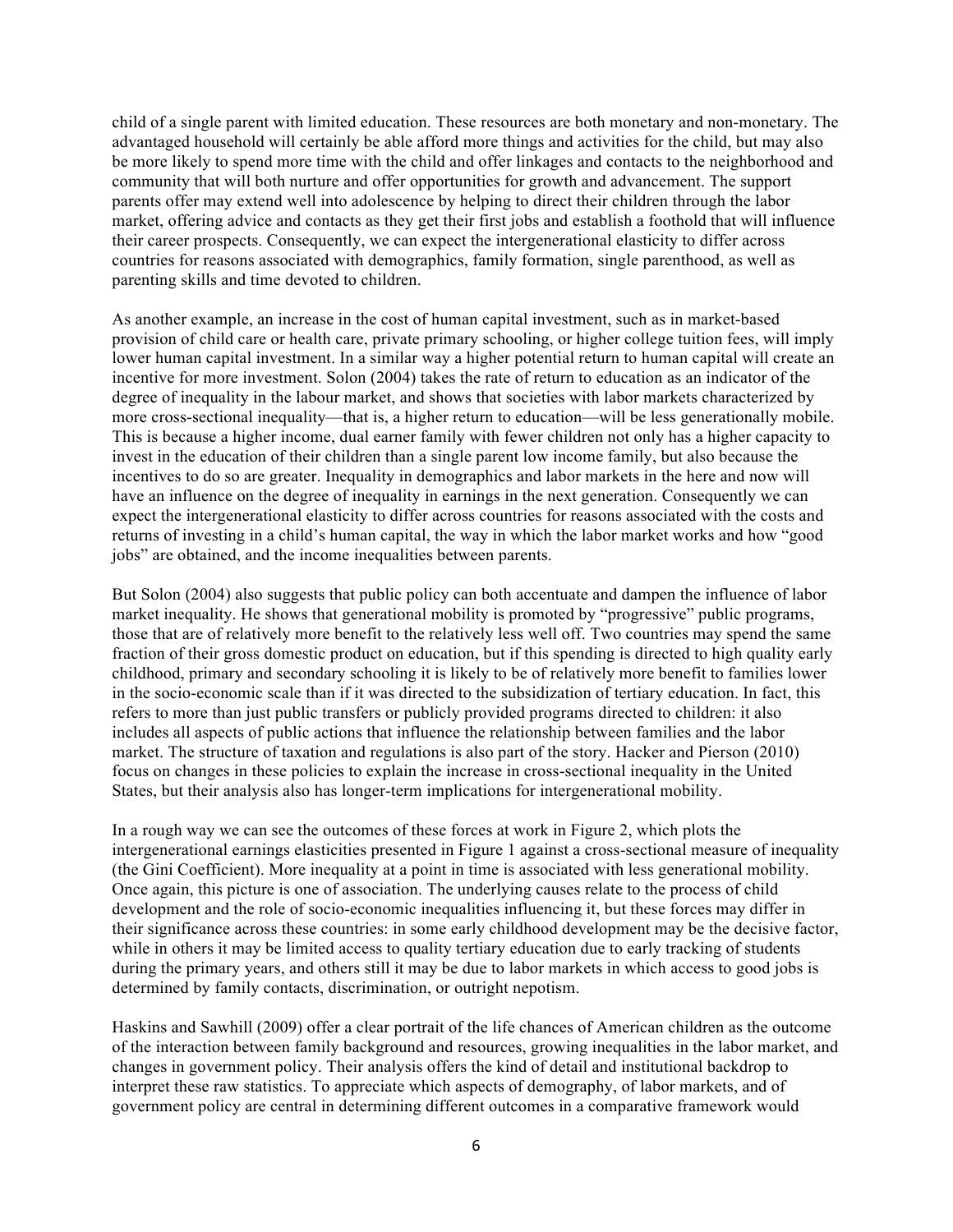child of a single parent with limited education. These resources are both monetary and non-monetary. The advantaged household will certainly be able afford more things and activities for the child, but may also be more likely to spend more time with the child and offer linkages and contacts to the neighborhood and community that will both nurture and offer opportunities for growth and advancement. The support parents offer may extend well into adolescence by helping to direct their children through the labor market, offering advice and contacts as they get their first jobs and establish a foothold that will influence their career prospects. Consequently, we can expect the intergenerational elasticity to differ across countries for reasons associated with demographics, family formation, single parenthood, as well as parenting skills and time devoted to children.

As another example, an increase in the cost of human capital investment, such as in market-based provision of child care or health care, private primary schooling, or higher college tuition fees, will imply lower human capital investment. In a similar way a higher potential return to human capital will create an incentive for more investment. Solon (2004) takes the rate of return to education as an indicator of the degree of inequality in the labour market, and shows that societies with labor markets characterized by more cross-sectional inequality—that is, a higher return to education—will be less generationally mobile. This is because a higher income, dual earner family with fewer children not only has a higher capacity to invest in the education of their children than a single parent low income family, but also because the incentives to do so are greater. Inequality in demographics and labor markets in the here and now will have an influence on the degree of inequality in earnings in the next generation. Consequently we can expect the intergenerational elasticity to differ across countries for reasons associated with the costs and returns of investing in a child's human capital, the way in which the labor market works and how "good jobs" are obtained, and the income inequalities between parents.

But Solon (2004) also suggests that public policy can both accentuate and dampen the influence of labor market inequality. He shows that generational mobility is promoted by "progressive" public programs, those that are of relatively more benefit to the relatively less well off. Two countries may spend the same fraction of their gross domestic product on education, but if this spending is directed to high quality early childhood, primary and secondary schooling it is likely to be of relatively more benefit to families lower in the socio-economic scale than if it was directed to the subsidization of tertiary education. In fact, this refers to more than just public transfers or publicly provided programs directed to children: it also includes all aspects of public actions that influence the relationship between families and the labor market. The structure of taxation and regulations is also part of the story. Hacker and Pierson (2010) focus on changes in these policies to explain the increase in cross-sectional inequality in the United States, but their analysis also has longer-term implications for intergenerational mobility.

In a rough way we can see the outcomes of these forces at work in Figure 2, which plots the intergenerational earnings elasticities presented in Figure 1 against a cross-sectional measure of inequality (the Gini Coefficient). More inequality at a point in time is associated with less generational mobility. Once again, this picture is one of association. The underlying causes relate to the process of child development and the role of socio-economic inequalities influencing it, but these forces may differ in their significance across these countries: in some early childhood development may be the decisive factor, while in others it may be limited access to quality tertiary education due to early tracking of students during the primary years, and others still it may be due to labor markets in which access to good jobs is determined by family contacts, discrimination, or outright nepotism.

Haskins and Sawhill (2009) offer a clear portrait of the life chances of American children as the outcome of the interaction between family background and resources, growing inequalities in the labor market, and changes in government policy. Their analysis offers the kind of detail and institutional backdrop to interpret these raw statistics. To appreciate which aspects of demography, of labor markets, and of government policy are central in determining different outcomes in a comparative framework would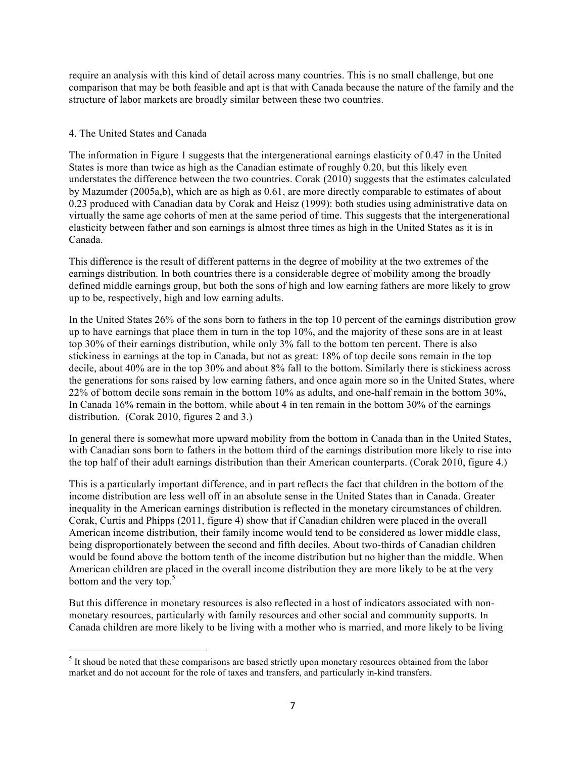require an analysis with this kind of detail across many countries. This is no small challenge, but one comparison that may be both feasible and apt is that with Canada because the nature of the family and the structure of labor markets are broadly similar between these two countries.

## 4. The United States and Canada

The information in Figure 1 suggests that the intergenerational earnings elasticity of 0.47 in the United States is more than twice as high as the Canadian estimate of roughly 0.20, but this likely even understates the difference between the two countries. Corak (2010) suggests that the estimates calculated by Mazumder (2005a,b), which are as high as 0.61, are more directly comparable to estimates of about 0.23 produced with Canadian data by Corak and Heisz (1999): both studies using administrative data on virtually the same age cohorts of men at the same period of time. This suggests that the intergenerational elasticity between father and son earnings is almost three times as high in the United States as it is in Canada.

This difference is the result of different patterns in the degree of mobility at the two extremes of the earnings distribution. In both countries there is a considerable degree of mobility among the broadly defined middle earnings group, but both the sons of high and low earning fathers are more likely to grow up to be, respectively, high and low earning adults.

In the United States 26% of the sons born to fathers in the top 10 percent of the earnings distribution grow up to have earnings that place them in turn in the top 10%, and the majority of these sons are in at least top 30% of their earnings distribution, while only 3% fall to the bottom ten percent. There is also stickiness in earnings at the top in Canada, but not as great: 18% of top decile sons remain in the top decile, about 40% are in the top 30% and about 8% fall to the bottom. Similarly there is stickiness across the generations for sons raised by low earning fathers, and once again more so in the United States, where 22% of bottom decile sons remain in the bottom 10% as adults, and one-half remain in the bottom 30%, In Canada 16% remain in the bottom, while about 4 in ten remain in the bottom 30% of the earnings distribution. (Corak 2010, figures 2 and 3.)

In general there is somewhat more upward mobility from the bottom in Canada than in the United States, with Canadian sons born to fathers in the bottom third of the earnings distribution more likely to rise into the top half of their adult earnings distribution than their American counterparts. (Corak 2010, figure 4.)

This is a particularly important difference, and in part reflects the fact that children in the bottom of the income distribution are less well off in an absolute sense in the United States than in Canada. Greater inequality in the American earnings distribution is reflected in the monetary circumstances of children. Corak, Curtis and Phipps (2011, figure 4) show that if Canadian children were placed in the overall American income distribution, their family income would tend to be considered as lower middle class, being disproportionately between the second and fifth deciles. About two-thirds of Canadian children would be found above the bottom tenth of the income distribution but no higher than the middle. When American children are placed in the overall income distribution they are more likely to be at the very bottom and the very top.[5]

But this difference in monetary resources is also reflected in a host of indicators associated with non-monetary resources, particularly with family resources and other social and community supports. In Canada children are more likely to be living with a mother who is married, and more likely to be living

[5] It shoud be noted that these comparisons are based strictly upon monetary resources obtained from the labor market and do not account for the role of taxes and transfers, and particularly in-kind transfers.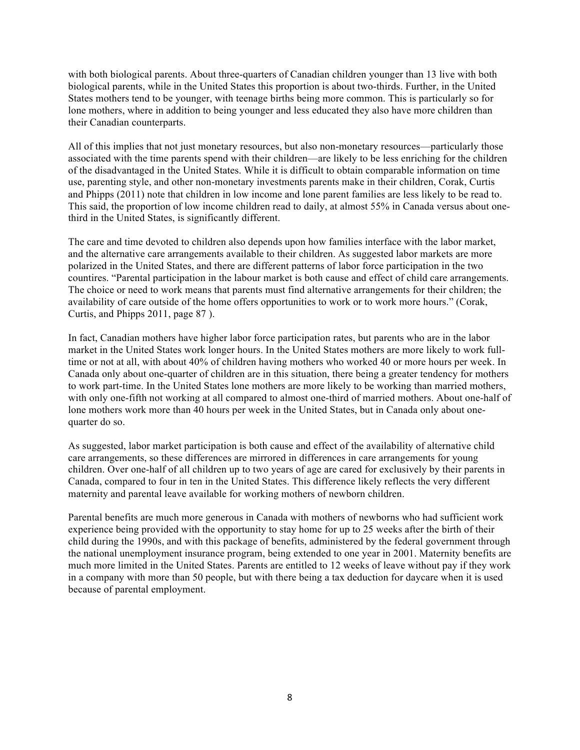with both biological parents. About three-quarters of Canadian children younger than 13 live with both biological parents, while in the United States this proportion is about two-thirds. Further, in the United States mothers tend to be younger, with teenage births being more common. This is particularly so for lone mothers, where in addition to being younger and less educated they also have more children than their Canadian counterparts.

All of this implies that not just monetary resources, but also non-monetary resources—particularly those associated with the time parents spend with their children—are likely to be less enriching for the children of the disadvantaged in the United States. While it is difficult to obtain comparable information on time use, parenting style, and other non-monetary investments parents make in their children, Corak, Curtis and Phipps (2011) note that children in low income and lone parent families are less likely to be read to. This said, the proportion of low income children read to daily, at almost 55% in Canada versus about one-third in the United States, is significantly different.

The care and time devoted to children also depends upon how families interface with the labor market, and the alternative care arrangements available to their children. As suggested labor markets are more polarized in the United States, and there are different patterns of labor force participation in the two countires. "Parental participation in the labour market is both cause and effect of child care arrangements. The choice or need to work means that parents must find alternative arrangements for their children; the availability of care outside of the home offers opportunities to work or to work more hours." (Corak, Curtis, and Phipps 2011, page 87 ).

In fact, Canadian mothers have higher labor force participation rates, but parents who are in the labor market in the United States work longer hours. In the United States mothers are more likely to work full-time or not at all, with about 40% of children having mothers who worked 40 or more hours per week. In Canada only about one-quarter of children are in this situation, there being a greater tendency for mothers to work part-time. In the United States lone mothers are more likely to be working than married mothers, with only one-fifth not working at all compared to almost one-third of married mothers. About one-half of lone mothers work more than 40 hours per week in the United States, but in Canada only about one-quarter do so.

As suggested, labor market participation is both cause and effect of the availability of alternative child care arrangements, so these differences are mirrored in differences in care arrangements for young children. Over one-half of all children up to two years of age are cared for exclusively by their parents in Canada, compared to four in ten in the United States. This difference likely reflects the very different maternity and parental leave available for working mothers of newborn children.

Parental benefits are much more generous in Canada with mothers of newborns who had sufficient work experience being provided with the opportunity to stay home for up to 25 weeks after the birth of their child during the 1990s, and with this package of benefits, administered by the federal government through the national unemployment insurance program, being extended to one year in 2001. Maternity benefits are much more limited in the United States. Parents are entitled to 12 weeks of leave without pay if they work in a company with more than 50 people, but with there being a tax deduction for daycare when it is used because of parental employment.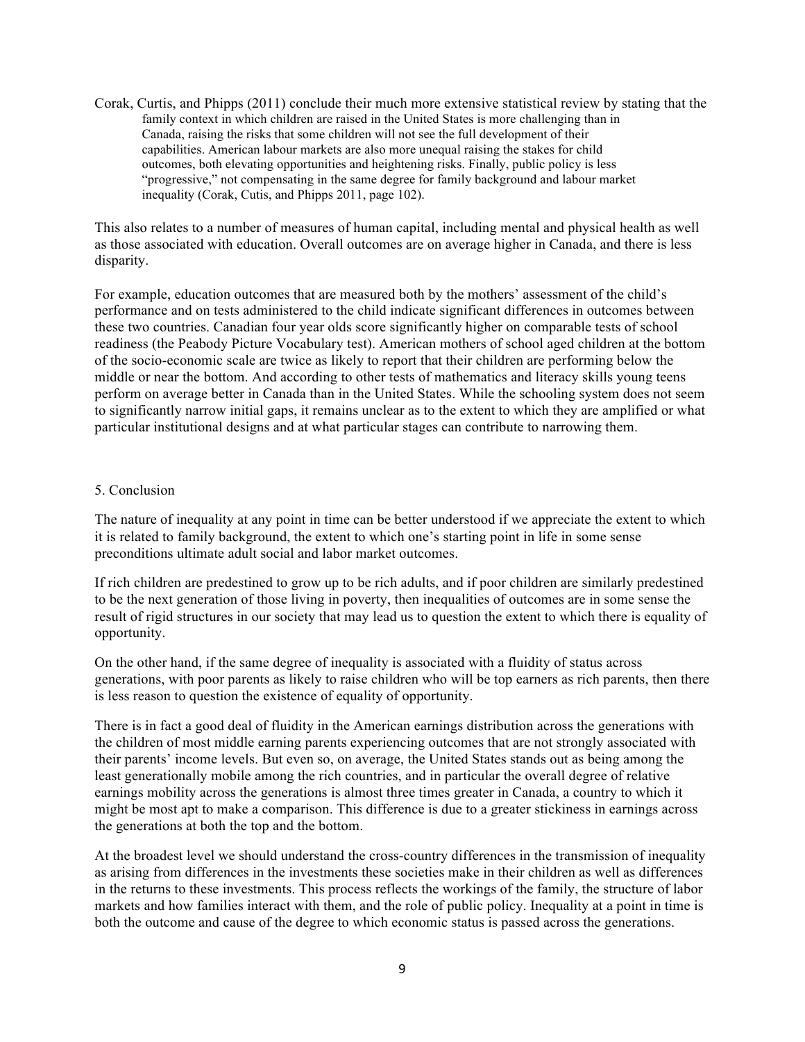Corak, Curtis, and Phipps (2011) conclude their much more extensive statistical review by stating that the

> family context in which children are raised in the United States is more challenging than in Canada, raising the risks that some children will not see the full development of their capabilities. American labour markets are also more unequal raising the stakes for child outcomes, both elevating opportunities and heightening risks. Finally, public policy is less "progressive," not compensating in the same degree for family background and labour market inequality (Corak, Cutis, and Phipps 2011, page 102).

This also relates to a number of measures of human capital, including mental and physical health as well as those associated with education. Overall outcomes are on average higher in Canada, and there is less disparity.

For example, education outcomes that are measured both by the mothers' assessment of the child's performance and on tests administered to the child indicate significant differences in outcomes between these two countries. Canadian four year olds score significantly higher on comparable tests of school readiness (the Peabody Picture Vocabulary test). American mothers of school aged children at the bottom of the socio-economic scale are twice as likely to report that their children are performing below the middle or near the bottom. And according to other tests of mathematics and literacy skills young teens perform on average better in Canada than in the United States. While the schooling system does not seem to significantly narrow initial gaps, it remains unclear as to the extent to which they are amplified or what particular institutional designs and at what particular stages can contribute to narrowing them.

## 5. Conclusion

The nature of inequality at any point in time can be better understood if we appreciate the extent to which it is related to family background, the extent to which one's starting point in life in some sense preconditions ultimate adult social and labor market outcomes.

If rich children are predestined to grow up to be rich adults, and if poor children are similarly predestined to be the next generation of those living in poverty, then inequalities of outcomes are in some sense the result of rigid structures in our society that may lead us to question the extent to which there is equality of opportunity.

On the other hand, if the same degree of inequality is associated with a fluidity of status across generations, with poor parents as likely to raise children who will be top earners as rich parents, then there is less reason to question the existence of equality of opportunity.

There is in fact a good deal of fluidity in the American earnings distribution across the generations with the children of most middle earning parents experiencing outcomes that are not strongly associated with their parents' income levels. But even so, on average, the United States stands out as being among the least generationally mobile among the rich countries, and in particular the overall degree of relative earnings mobility across the generations is almost three times greater in Canada, a country to which it might be most apt to make a comparison. This difference is due to a greater stickiness in earnings across the generations at both the top and the bottom.

At the broadest level we should understand the cross-country differences in the transmission of inequality as arising from differences in the investments these societies make in their children as well as differences in the returns to these investments. This process reflects the workings of the family, the structure of labor markets and how families interact with them, and the role of public policy. Inequality at a point in time is both the outcome and cause of the degree to which economic status is passed across the generations.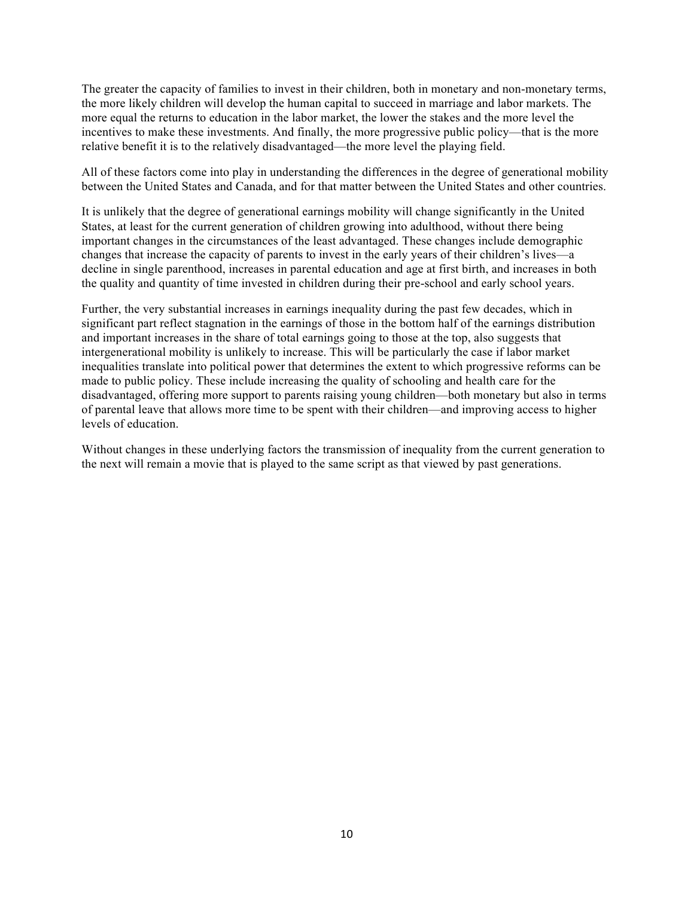The greater the capacity of families to invest in their children, both in monetary and non-monetary terms, the more likely children will develop the human capital to succeed in marriage and labor markets. The more equal the returns to education in the labor market, the lower the stakes and the more level the incentives to make these investments. And finally, the more progressive public policy—that is the more relative benefit it is to the relatively disadvantaged—the more level the playing field.

All of these factors come into play in understanding the differences in the degree of generational mobility between the United States and Canada, and for that matter between the United States and other countries.

It is unlikely that the degree of generational earnings mobility will change significantly in the United States, at least for the current generation of children growing into adulthood, without there being important changes in the circumstances of the least advantaged. These changes include demographic changes that increase the capacity of parents to invest in the early years of their children's lives—a decline in single parenthood, increases in parental education and age at first birth, and increases in both the quality and quantity of time invested in children during their pre-school and early school years.

Further, the very substantial increases in earnings inequality during the past few decades, which in significant part reflect stagnation in the earnings of those in the bottom half of the earnings distribution and important increases in the share of total earnings going to those at the top, also suggests that intergenerational mobility is unlikely to increase. This will be particularly the case if labor market inequalities translate into political power that determines the extent to which progressive reforms can be made to public policy. These include increasing the quality of schooling and health care for the disadvantaged, offering more support to parents raising young children—both monetary but also in terms of parental leave that allows more time to be spent with their children—and improving access to higher levels of education.

Without changes in these underlying factors the transmission of inequality from the current generation to the next will remain a movie that is played to the same script as that viewed by past generations.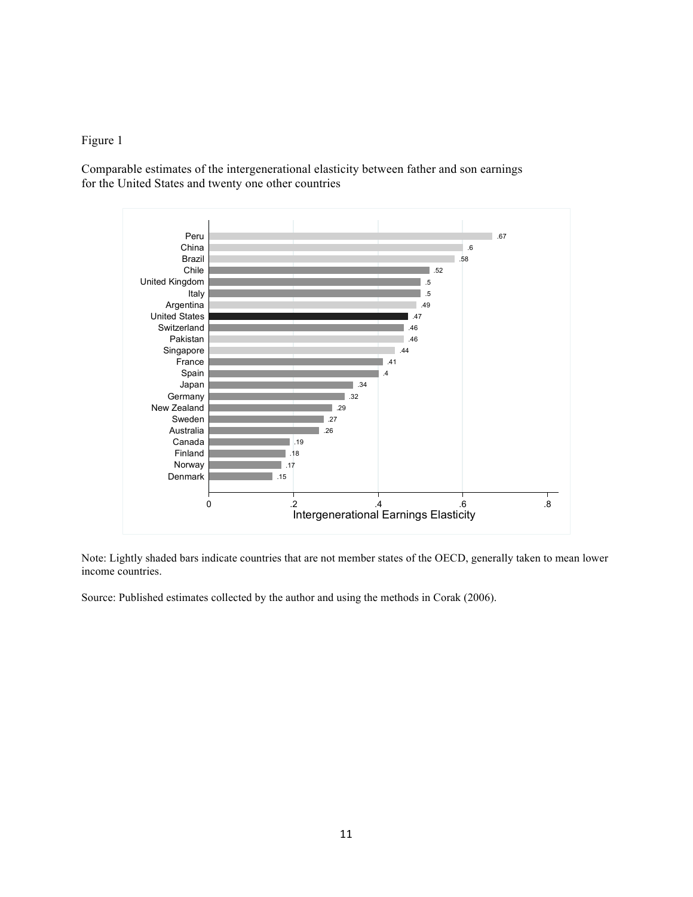Figure 1

Comparable estimates of the intergenerational elasticity between father and son earnings for the United States and twenty one other countries

| Country | Intergenerational Earnings Elasticity |
| --- | --- |
| Peru | .67 |
| China | .6 |
| Brazil | .58 |
| Chile | .52 |
| United Kingdom | .5 |
| Italy | .5 |
| Argentina | .49 |
| United States | .47 |
| Switzerland | .46 |
| Pakistan | .46 |
| Singapore | .44 |
| France | .41 |
| Spain | .4 |
| Japan | .34 |
| Germany | .32 |
| New Zealand | .29 |
| Sweden | .27 |
| Australia | .26 |
| Canada | .19 |
| Finland | .18 |
| Norway | .17 |
| Denmark | .15 |

Note: Lightly shaded bars indicate countries that are not member states of the OECD, generally taken to mean lower income countries.

Source: Published estimates collected by the author and using the methods in Corak (2006).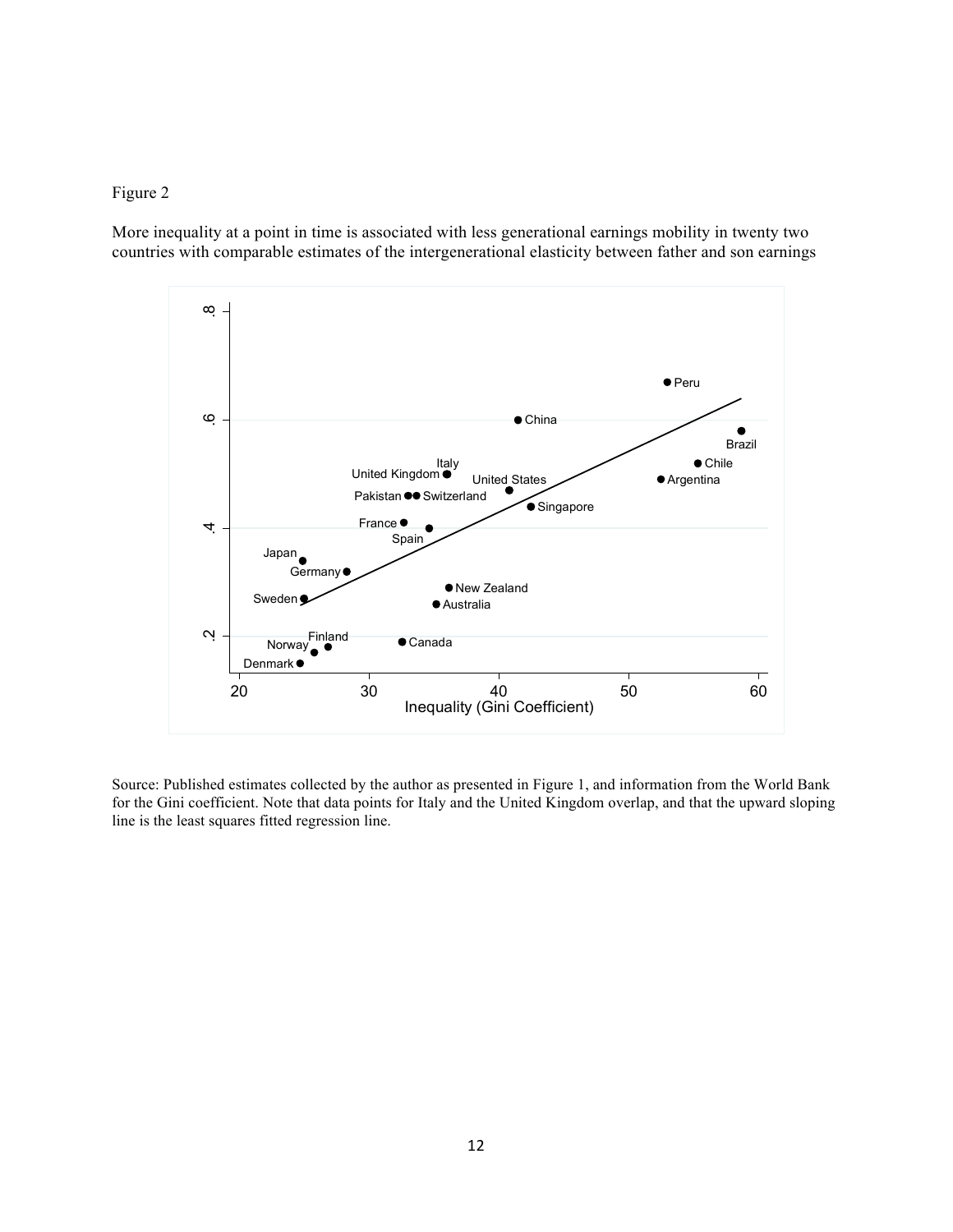Figure 2

More inequality at a point in time is associated with less generational earnings mobility in twenty two countries with comparable estimates of the intergenerational elasticity between father and son earnings

Source: Published estimates collected by the author as presented in Figure 1, and information from the World Bank for the Gini coefficient. Note that data points for Italy and the United Kingdom overlap, and that the upward sloping line is the least squares fitted regression line.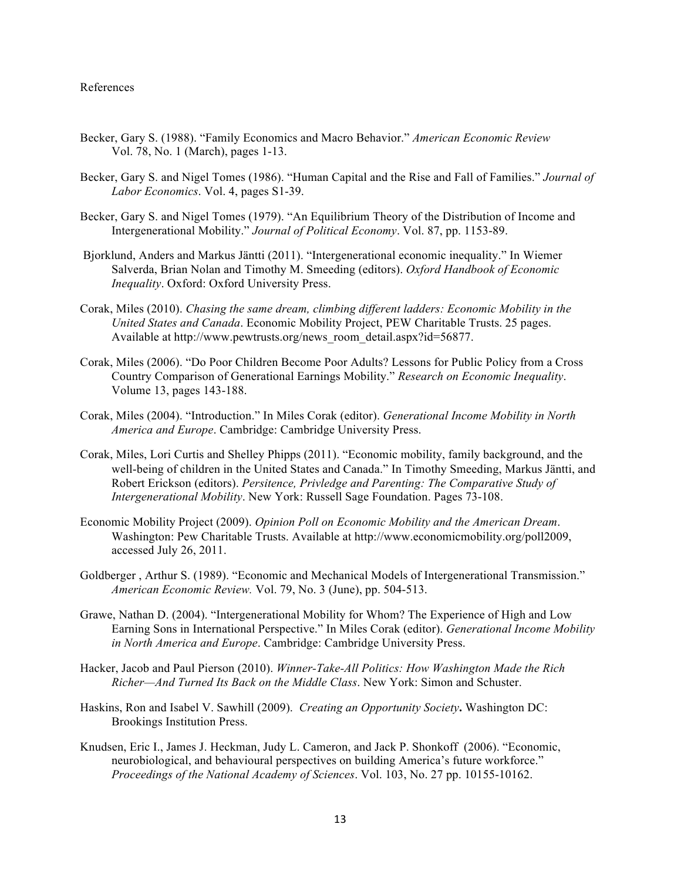References

Becker, Gary S. (1988). "Family Economics and Macro Behavior." *American Economic Review* Vol. 78, No. 1 (March), pages 1-13.

Becker, Gary S. and Nigel Tomes (1986). "Human Capital and the Rise and Fall of Families." *Journal of Labor Economics*. Vol. 4, pages S1-39.

Becker, Gary S. and Nigel Tomes (1979). "An Equilibrium Theory of the Distribution of Income and Intergenerational Mobility." *Journal of Political Economy*. Vol. 87, pp. 1153-89.

Bjorklund, Anders and Markus Jäntti (2011). "Intergenerational economic inequality." In Wiemer Salverda, Brian Nolan and Timothy M. Smeeding (editors). *Oxford Handbook of Economic Inequality*. Oxford: Oxford University Press.

Corak, Miles (2010). *Chasing the same dream, climbing different ladders: Economic Mobility in the United States and Canada*. Economic Mobility Project, PEW Charitable Trusts. 25 pages. Available at http://www.pewtrusts.org/news_room_detail.aspx?id=56877.

Corak, Miles (2006). "Do Poor Children Become Poor Adults? Lessons for Public Policy from a Cross Country Comparison of Generational Earnings Mobility." *Research on Economic Inequality*. Volume 13, pages 143-188.

Corak, Miles (2004). "Introduction." In Miles Corak (editor). *Generational Income Mobility in North America and Europe*. Cambridge: Cambridge University Press.

Corak, Miles, Lori Curtis and Shelley Phipps (2011). "Economic mobility, family background, and the well-being of children in the United States and Canada." In Timothy Smeeding, Markus Jäntti, and Robert Erickson (editors). *Persitence, Privledge and Parenting: The Comparative Study of Intergenerational Mobility*. New York: Russell Sage Foundation. Pages 73-108.

Economic Mobility Project (2009). *Opinion Poll on Economic Mobility and the American Dream*. Washington: Pew Charitable Trusts. Available at http://www.economicmobility.org/poll2009, accessed July 26, 2011.

Goldberger , Arthur S. (1989). "Economic and Mechanical Models of Intergenerational Transmission." *American Economic Review.* Vol. 79, No. 3 (June), pp. 504-513.

Grawe, Nathan D. (2004). "Intergenerational Mobility for Whom? The Experience of High and Low Earning Sons in International Perspective." In Miles Corak (editor). *Generational Income Mobility in North America and Europe*. Cambridge: Cambridge University Press.

Hacker, Jacob and Paul Pierson (2010). *Winner-Take-All Politics: How Washington Made the Rich Richer—And Turned Its Back on the Middle Class*. New York: Simon and Schuster.

Haskins, Ron and Isabel V. Sawhill (2009). *Creating an Opportunity Society***.** Washington DC: Brookings Institution Press.

Knudsen, Eric I., James J. Heckman, Judy L. Cameron, and Jack P. Shonkoff (2006). "Economic, neurobiological, and behavioural perspectives on building America's future workforce." *Proceedings of the National Academy of Sciences*. Vol. 103, No. 27 pp. 10155-10162.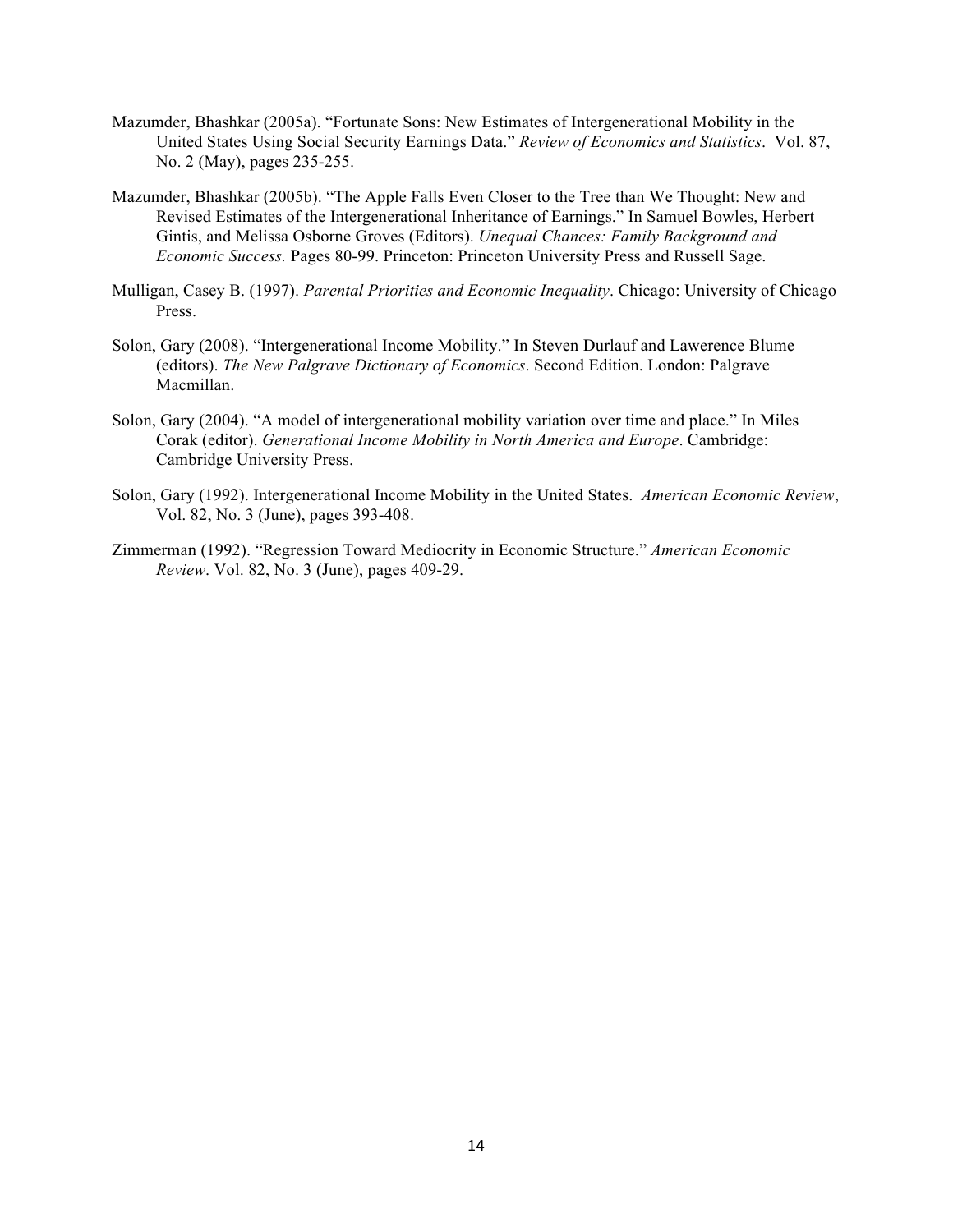Mazumder, Bhashkar (2005a). "Fortunate Sons: New Estimates of Intergenerational Mobility in the United States Using Social Security Earnings Data." *Review of Economics and Statistics*. Vol. 87, No. 2 (May), pages 235-255.

Mazumder, Bhashkar (2005b). "The Apple Falls Even Closer to the Tree than We Thought: New and Revised Estimates of the Intergenerational Inheritance of Earnings." In Samuel Bowles, Herbert Gintis, and Melissa Osborne Groves (Editors). *Unequal Chances: Family Background and Economic Success.* Pages 80-99. Princeton: Princeton University Press and Russell Sage.

Mulligan, Casey B. (1997). *Parental Priorities and Economic Inequality*. Chicago: University of Chicago Press.

Solon, Gary (2008). "Intergenerational Income Mobility." In Steven Durlauf and Lawerence Blume (editors). *The New Palgrave Dictionary of Economics*. Second Edition. London: Palgrave Macmillan.

Solon, Gary (2004). "A model of intergenerational mobility variation over time and place." In Miles Corak (editor). *Generational Income Mobility in North America and Europe*. Cambridge: Cambridge University Press.

Solon, Gary (1992). Intergenerational Income Mobility in the United States. *American Economic Review*, Vol. 82, No. 3 (June), pages 393-408.

Zimmerman (1992). "Regression Toward Mediocrity in Economic Structure." *American Economic Review*. Vol. 82, No. 3 (June), pages 409-29.